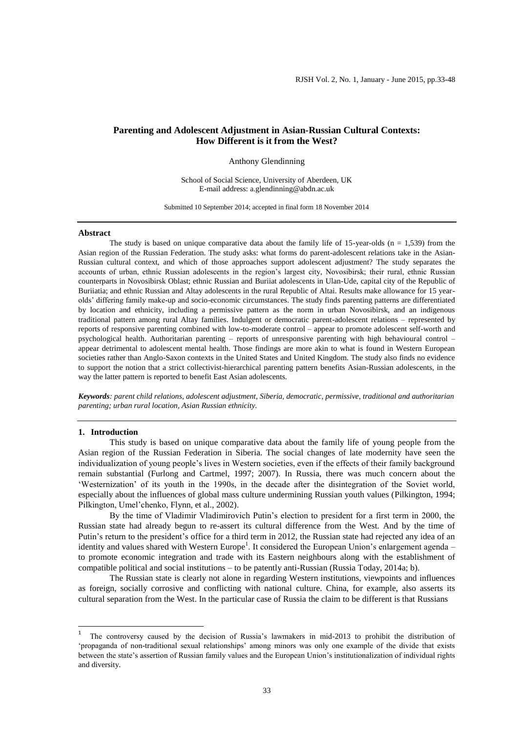# Parenting and Adolescent Adjustment in Asian-Russian Cultural Contexts: How Different is it from the West?

Anthony Glendinning

School of Social Science, University of Aberdeen, UK
E-mail address: a.glendinning@abdn.ac.uk

Submitted 10 September 2014; accepted in final form 18 November 2014

## Abstract

The study is based on unique comparative data about the family life of 15-year-olds ($n = 1{,}539$) from the Asian region of the Russian Federation. The study asks: what forms do parent-adolescent relations take in the Asian-Russian cultural context, and which of those approaches support adolescent adjustment? The study separates the accounts of urban, ethnic Russian adolescents in the region's largest city, Novosibirsk; their rural, ethnic Russian counterparts in Novosibirsk Oblast; ethnic Russian and Buriiat adolescents in Ulan-Ude, capital city of the Republic of Buriiatia; and ethnic Russian and Altay adolescents in the rural Republic of Altai. Results make allowance for 15 year-olds' differing family make-up and socio-economic circumstances. The study finds parenting patterns are differentiated by location and ethnicity, including a permissive pattern as the norm in urban Novosibirsk, and an indigenous traditional pattern among rural Altay families. Indulgent or democratic parent-adolescent relations – represented by reports of responsive parenting combined with low-to-moderate control – appear to promote adolescent self-worth and psychological health. Authoritarian parenting – reports of unresponsive parenting with high behavioural control – appear detrimental to adolescent mental health. Those findings are more akin to what is found in Western European societies rather than Anglo-Saxon contexts in the United States and United Kingdom. The study also finds no evidence to support the notion that a strict collectivist-hierarchical parenting pattern benefits Asian-Russian adolescents, in the way the latter pattern is reported to benefit East Asian adolescents.

***Keywords**: parent child relations, adolescent adjustment, Siberia, democratic, permissive, traditional and authoritarian parenting; urban rural location, Asian Russian ethnicity.*

## 1. Introduction

This study is based on unique comparative data about the family life of young people from the Asian region of the Russian Federation in Siberia. The social changes of late modernity have seen the individualization of young people's lives in Western societies, even if the effects of their family background remain substantial (Furlong and Cartmel, 1997; 2007). In Russia, there was much concern about the 'Westernization' of its youth in the 1990s, in the decade after the disintegration of the Soviet world, especially about the influences of global mass culture undermining Russian youth values (Pilkington, 1994; Pilkington, Umel'chenko, Flynn, et al., 2002).

By the time of Vladimir Vladimirovich Putin's election to president for a first term in 2000, the Russian state had already begun to re-assert its cultural difference from the West. And by the time of Putin's return to the president's office for a third term in 2012, the Russian state had rejected any idea of an identity and values shared with Western Europe[1]. It considered the European Union's enlargement agenda – to promote economic integration and trade with its Eastern neighbours along with the establishment of compatible political and social institutions – to be patently anti-Russian (Russia Today, 2014a; b).

The Russian state is clearly not alone in regarding Western institutions, viewpoints and influences as foreign, socially corrosive and conflicting with national culture. China, for example, also asserts its cultural separation from the West. In the particular case of Russia the claim to be different is that Russians

---

[1] The controversy caused by the decision of Russia's lawmakers in mid-2013 to prohibit the distribution of 'propaganda of non-traditional sexual relationships' among minors was only one example of the divide that exists between the state's assertion of Russian family values and the European Union's institutionalization of individual rights and diversity.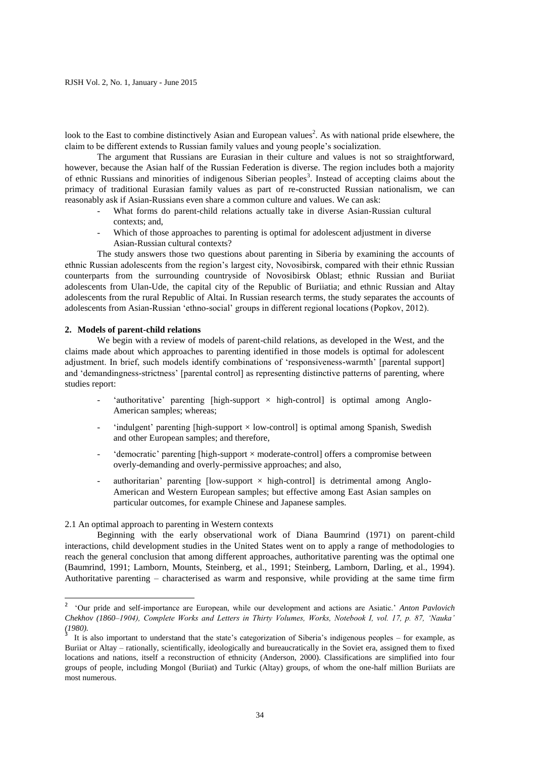look to the East to combine distinctively Asian and European values[2]. As with national pride elsewhere, the claim to be different extends to Russian family values and young people's socialization.

The argument that Russians are Eurasian in their culture and values is not so straightforward, however, because the Asian half of the Russian Federation is diverse. The region includes both a majority of ethnic Russians and minorities of indigenous Siberian peoples[3]. Instead of accepting claims about the primacy of traditional Eurasian family values as part of re-constructed Russian nationalism, we can reasonably ask if Asian-Russians even share a common culture and values. We can ask:

- What forms do parent-child relations actually take in diverse Asian-Russian cultural contexts; and,
- Which of those approaches to parenting is optimal for adolescent adjustment in diverse Asian-Russian cultural contexts?

The study answers those two questions about parenting in Siberia by examining the accounts of ethnic Russian adolescents from the region's largest city, Novosibirsk, compared with their ethnic Russian counterparts from the surrounding countryside of Novosibirsk Oblast; ethnic Russian and Buriiat adolescents from Ulan-Ude, the capital city of the Republic of Buriiatia; and ethnic Russian and Altay adolescents from the rural Republic of Altai. In Russian research terms, the study separates the accounts of adolescents from Asian-Russian 'ethno-social' groups in different regional locations (Popkov, 2012).

## 2. Models of parent-child relations

We begin with a review of models of parent-child relations, as developed in the West, and the claims made about which approaches to parenting identified in those models is optimal for adolescent adjustment. In brief, such models identify combinations of 'responsiveness-warmth' [parental support] and 'demandingness-strictness' [parental control] as representing distinctive patterns of parenting, where studies report:

- 'authoritative' parenting [high-support × high-control] is optimal among Anglo-American samples; whereas;
- 'indulgent' parenting [high-support × low-control] is optimal among Spanish, Swedish and other European samples; and therefore,
- 'democratic' parenting [high-support × moderate-control] offers a compromise between overly-demanding and overly-permissive approaches; and also,
- authoritarian' parenting [low-support × high-control] is detrimental among Anglo-American and Western European samples; but effective among East Asian samples on particular outcomes, for example Chinese and Japanese samples.

### 2.1 An optimal approach to parenting in Western contexts

Beginning with the early observational work of Diana Baumrind (1971) on parent-child interactions, child development studies in the United States went on to apply a range of methodologies to reach the general conclusion that among different approaches, authoritative parenting was the optimal one (Baumrind, 1991; Lamborn, Mounts, Steinberg, et al., 1991; Steinberg, Lamborn, Darling, et al., 1994). Authoritative parenting – characterised as warm and responsive, while providing at the same time firm

---

[2] 'Our pride and self-importance are European, while our development and actions are Asiatic.' *Anton Pavlovich Chekhov (1860–1904), Complete Works and Letters in Thirty Volumes, Works, Notebook I, vol. 17, p. 87, 'Nauka' (1980).*

[3] It is also important to understand that the state's categorization of Siberia's indigenous peoples – for example, as Buriiat or Altay – rationally, scientifically, ideologically and bureaucratically in the Soviet era, assigned them to fixed locations and nations, itself a reconstruction of ethnicity (Anderson, 2000). Classifications are simplified into four groups of people, including Mongol (Buriiat) and Turkic (Altay) groups, of whom the one-half million Buriiats are most numerous.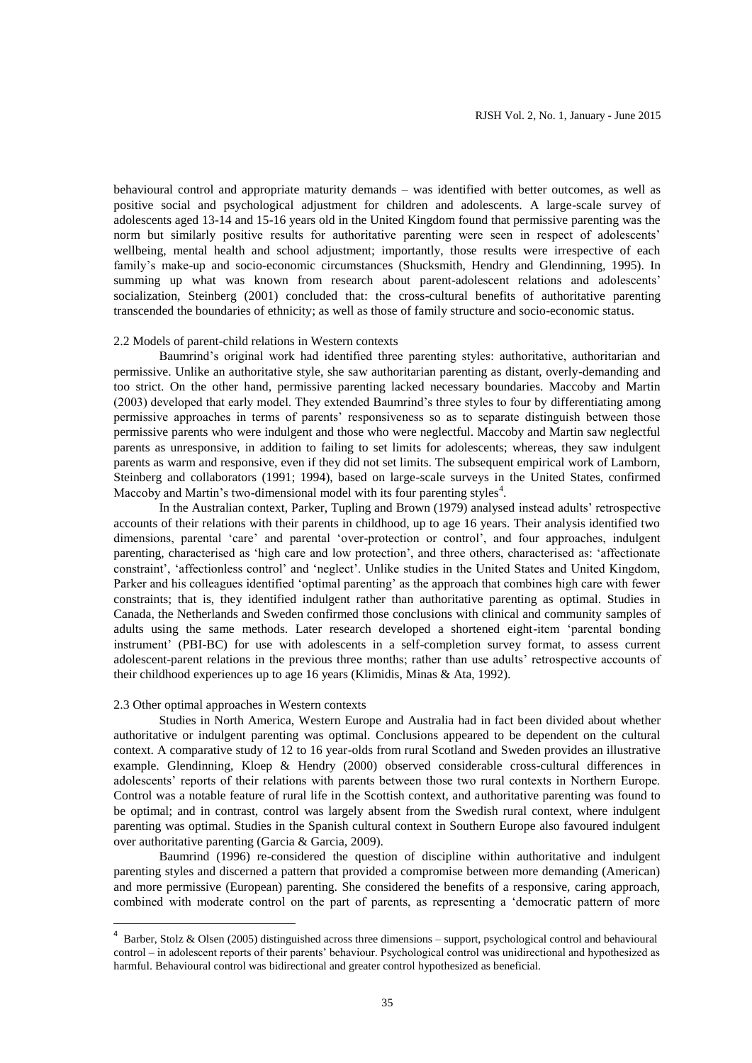behavioural control and appropriate maturity demands – was identified with better outcomes, as well as positive social and psychological adjustment for children and adolescents. A large-scale survey of adolescents aged 13-14 and 15-16 years old in the United Kingdom found that permissive parenting was the norm but similarly positive results for authoritative parenting were seen in respect of adolescents' wellbeing, mental health and school adjustment; importantly, those results were irrespective of each family's make-up and socio-economic circumstances (Shucksmith, Hendry and Glendinning, 1995). In summing up what was known from research about parent-adolescent relations and adolescents' socialization, Steinberg (2001) concluded that: the cross-cultural benefits of authoritative parenting transcended the boundaries of ethnicity; as well as those of family structure and socio-economic status.

### 2.2 Models of parent-child relations in Western contexts

Baumrind's original work had identified three parenting styles: authoritative, authoritarian and permissive. Unlike an authoritative style, she saw authoritarian parenting as distant, overly-demanding and too strict. On the other hand, permissive parenting lacked necessary boundaries. Maccoby and Martin (2003) developed that early model. They extended Baumrind's three styles to four by differentiating among permissive approaches in terms of parents' responsiveness so as to separate distinguish between those permissive parents who were indulgent and those who were neglectful. Maccoby and Martin saw neglectful parents as unresponsive, in addition to failing to set limits for adolescents; whereas, they saw indulgent parents as warm and responsive, even if they did not set limits. The subsequent empirical work of Lamborn, Steinberg and collaborators (1991; 1994), based on large-scale surveys in the United States, confirmed Maccoby and Martin's two-dimensional model with its four parenting styles[4].

In the Australian context, Parker, Tupling and Brown (1979) analysed instead adults' retrospective accounts of their relations with their parents in childhood, up to age 16 years. Their analysis identified two dimensions, parental 'care' and parental 'over-protection or control', and four approaches, indulgent parenting, characterised as 'high care and low protection', and three others, characterised as: 'affectionate constraint', 'affectionless control' and 'neglect'. Unlike studies in the United States and United Kingdom, Parker and his colleagues identified 'optimal parenting' as the approach that combines high care with fewer constraints; that is, they identified indulgent rather than authoritative parenting as optimal. Studies in Canada, the Netherlands and Sweden confirmed those conclusions with clinical and community samples of adults using the same methods. Later research developed a shortened eight-item 'parental bonding instrument' (PBI-BC) for use with adolescents in a self-completion survey format, to assess current adolescent-parent relations in the previous three months; rather than use adults' retrospective accounts of their childhood experiences up to age 16 years (Klimidis, Minas & Ata, 1992).

### 2.3 Other optimal approaches in Western contexts

Studies in North America, Western Europe and Australia had in fact been divided about whether authoritative or indulgent parenting was optimal. Conclusions appeared to be dependent on the cultural context. A comparative study of 12 to 16 year-olds from rural Scotland and Sweden provides an illustrative example. Glendinning, Kloep & Hendry (2000) observed considerable cross-cultural differences in adolescents' reports of their relations with parents between those two rural contexts in Northern Europe. Control was a notable feature of rural life in the Scottish context, and authoritative parenting was found to be optimal; and in contrast, control was largely absent from the Swedish rural context, where indulgent parenting was optimal. Studies in the Spanish cultural context in Southern Europe also favoured indulgent over authoritative parenting (Garcia & Garcia, 2009).

Baumrind (1996) re-considered the question of discipline within authoritative and indulgent parenting styles and discerned a pattern that provided a compromise between more demanding (American) and more permissive (European) parenting. She considered the benefits of a responsive, caring approach, combined with moderate control on the part of parents, as representing a 'democratic pattern of more

---

[4] Barber, Stolz & Olsen (2005) distinguished across three dimensions – support, psychological control and behavioural control – in adolescent reports of their parents' behaviour. Psychological control was unidirectional and hypothesized as harmful. Behavioural control was bidirectional and greater control hypothesized as beneficial.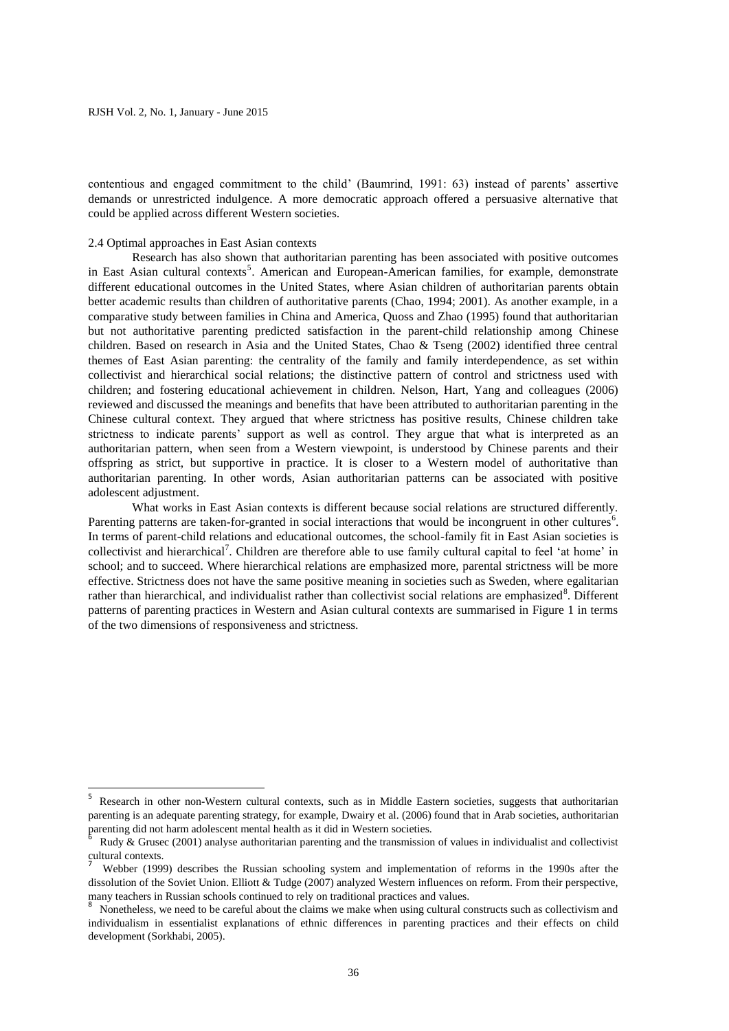contentious and engaged commitment to the child' (Baumrind, 1991: 63) instead of parents' assertive demands or unrestricted indulgence. A more democratic approach offered a persuasive alternative that could be applied across different Western societies.

### 2.4 Optimal approaches in East Asian contexts

Research has also shown that authoritarian parenting has been associated with positive outcomes in East Asian cultural contexts[5]. American and European-American families, for example, demonstrate different educational outcomes in the United States, where Asian children of authoritarian parents obtain better academic results than children of authoritative parents (Chao, 1994; 2001). As another example, in a comparative study between families in China and America, Quoss and Zhao (1995) found that authoritarian but not authoritative parenting predicted satisfaction in the parent-child relationship among Chinese children. Based on research in Asia and the United States, Chao & Tseng (2002) identified three central themes of East Asian parenting: the centrality of the family and family interdependence, as set within collectivist and hierarchical social relations; the distinctive pattern of control and strictness used with children; and fostering educational achievement in children. Nelson, Hart, Yang and colleagues (2006) reviewed and discussed the meanings and benefits that have been attributed to authoritarian parenting in the Chinese cultural context. They argued that where strictness has positive results, Chinese children take strictness to indicate parents' support as well as control. They argue that what is interpreted as an authoritarian pattern, when seen from a Western viewpoint, is understood by Chinese parents and their offspring as strict, but supportive in practice. It is closer to a Western model of authoritative than authoritarian parenting. In other words, Asian authoritarian patterns can be associated with positive adolescent adjustment.

What works in East Asian contexts is different because social relations are structured differently. Parenting patterns are taken-for-granted in social interactions that would be incongruent in other cultures[6]. In terms of parent-child relations and educational outcomes, the school-family fit in East Asian societies is collectivist and hierarchical[7]. Children are therefore able to use family cultural capital to feel 'at home' in school; and to succeed. Where hierarchical relations are emphasized more, parental strictness will be more effective. Strictness does not have the same positive meaning in societies such as Sweden, where egalitarian rather than hierarchical, and individualist rather than collectivist social relations are emphasized[8]. Different patterns of parenting practices in Western and Asian cultural contexts are summarised in Figure 1 in terms of the two dimensions of responsiveness and strictness.

---

[5] Research in other non-Western cultural contexts, such as in Middle Eastern societies, suggests that authoritarian parenting is an adequate parenting strategy, for example, Dwairy et al. (2006) found that in Arab societies, authoritarian parenting did not harm adolescent mental health as it did in Western societies.

[6] Rudy & Grusec (2001) analyse authoritarian parenting and the transmission of values in individualist and collectivist cultural contexts.

[7] Webber (1999) describes the Russian schooling system and implementation of reforms in the 1990s after the dissolution of the Soviet Union. Elliott & Tudge (2007) analyzed Western influences on reform. From their perspective, many teachers in Russian schools continued to rely on traditional practices and values.

[8] Nonetheless, we need to be careful about the claims we make when using cultural constructs such as collectivism and individualism in essentialist explanations of ethnic differences in parenting practices and their effects on child development (Sorkhabi, 2005).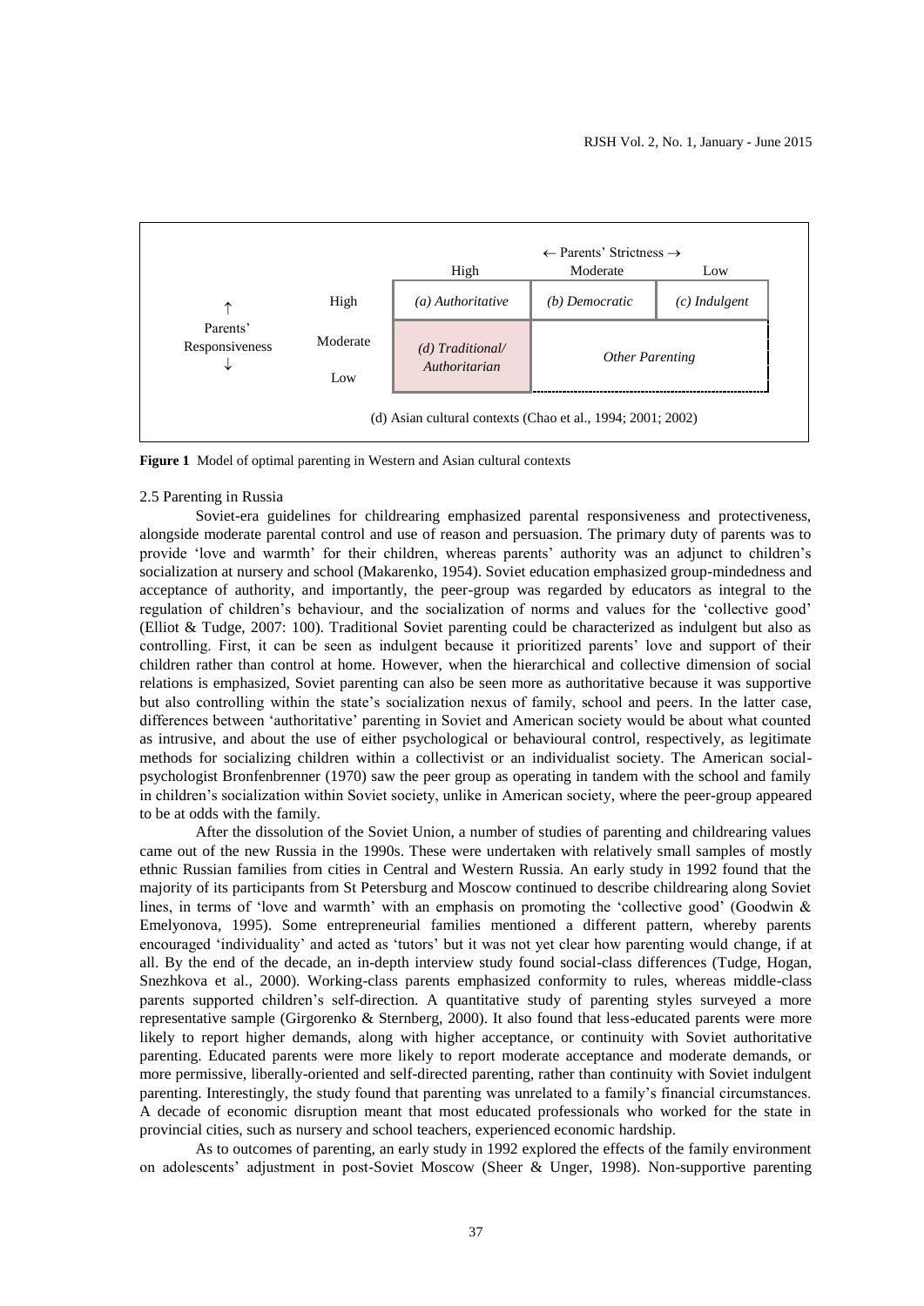|  |  | ← Parents' Strictness → |  |  |
| --- | --- | --- | --- | --- |
|  |  | High | Moderate | Low |
| ↑ Parents' Responsiveness ↓ | High | *(a) Authoritative* | *(b) Democratic* | *(c) Indulgent* |
|  | Moderate | *(d) Traditional/ Authoritarian* | *Other Parenting* |  |
|  | Low |  |  |  |
| (d) Asian cultural contexts (Chao et al., 1994; 2001; 2002) |  |  |  |  |

**Figure 1** Model of optimal parenting in Western and Asian cultural contexts

### 2.5 Parenting in Russia

Soviet-era guidelines for childrearing emphasized parental responsiveness and protectiveness, alongside moderate parental control and use of reason and persuasion. The primary duty of parents was to provide 'love and warmth' for their children, whereas parents' authority was an adjunct to children's socialization at nursery and school (Makarenko, 1954). Soviet education emphasized group-mindedness and acceptance of authority, and importantly, the peer-group was regarded by educators as integral to the regulation of children's behaviour, and the socialization of norms and values for the 'collective good' (Elliot & Tudge, 2007: 100). Traditional Soviet parenting could be characterized as indulgent but also as controlling. First, it can be seen as indulgent because it prioritized parents' love and support of their children rather than control at home. However, when the hierarchical and collective dimension of social relations is emphasized, Soviet parenting can also be seen more as authoritative because it was supportive but also controlling within the state's socialization nexus of family, school and peers. In the latter case, differences between 'authoritative' parenting in Soviet and American society would be about what counted as intrusive, and about the use of either psychological or behavioural control, respectively, as legitimate methods for socializing children within a collectivist or an individualist society. The American social-psychologist Bronfenbrenner (1970) saw the peer group as operating in tandem with the school and family in children's socialization within Soviet society, unlike in American society, where the peer-group appeared to be at odds with the family.

After the dissolution of the Soviet Union, a number of studies of parenting and childrearing values came out of the new Russia in the 1990s. These were undertaken with relatively small samples of mostly ethnic Russian families from cities in Central and Western Russia. An early study in 1992 found that the majority of its participants from St Petersburg and Moscow continued to describe childrearing along Soviet lines, in terms of 'love and warmth' with an emphasis on promoting the 'collective good' (Goodwin & Emelyonova, 1995). Some entrepreneurial families mentioned a different pattern, whereby parents encouraged 'individuality' and acted as 'tutors' but it was not yet clear how parenting would change, if at all. By the end of the decade, an in-depth interview study found social-class differences (Tudge, Hogan, Snezhkova et al., 2000). Working-class parents emphasized conformity to rules, whereas middle-class parents supported children's self-direction. A quantitative study of parenting styles surveyed a more representative sample (Girgorenko & Sternberg, 2000). It also found that less-educated parents were more likely to report higher demands, along with higher acceptance, or continuity with Soviet authoritative parenting. Educated parents were more likely to report moderate acceptance and moderate demands, or more permissive, liberally-oriented and self-directed parenting, rather than continuity with Soviet indulgent parenting. Interestingly, the study found that parenting was unrelated to a family's financial circumstances. A decade of economic disruption meant that most educated professionals who worked for the state in provincial cities, such as nursery and school teachers, experienced economic hardship.

As to outcomes of parenting, an early study in 1992 explored the effects of the family environment on adolescents' adjustment in post-Soviet Moscow (Sheer & Unger, 1998). Non-supportive parenting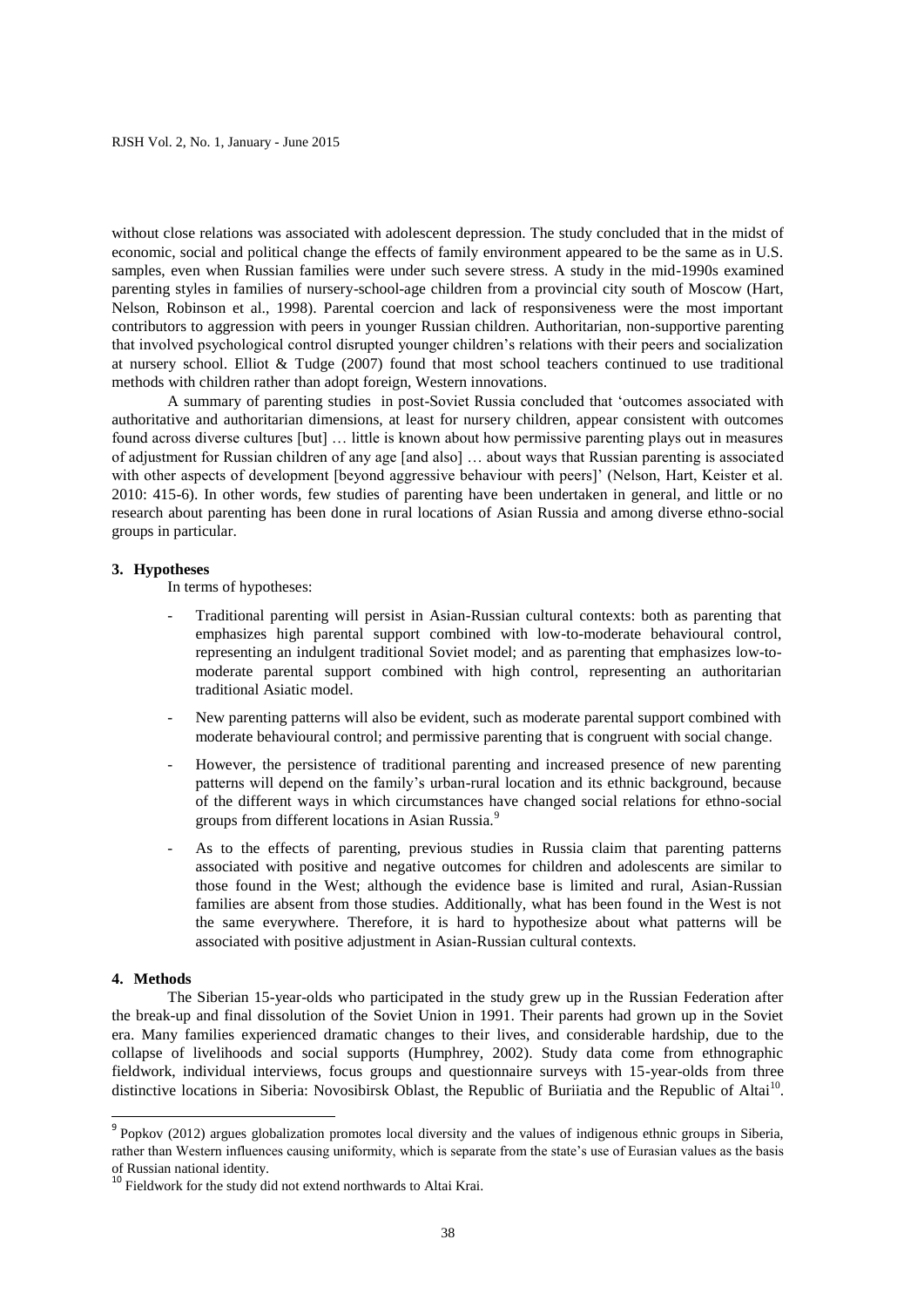without close relations was associated with adolescent depression. The study concluded that in the midst of economic, social and political change the effects of family environment appeared to be the same as in U.S. samples, even when Russian families were under such severe stress. A study in the mid-1990s examined parenting styles in families of nursery-school-age children from a provincial city south of Moscow (Hart, Nelson, Robinson et al., 1998). Parental coercion and lack of responsiveness were the most important contributors to aggression with peers in younger Russian children. Authoritarian, non-supportive parenting that involved psychological control disrupted younger children's relations with their peers and socialization at nursery school. Elliot & Tudge (2007) found that most school teachers continued to use traditional methods with children rather than adopt foreign, Western innovations.

A summary of parenting studies in post-Soviet Russia concluded that 'outcomes associated with authoritative and authoritarian dimensions, at least for nursery children, appear consistent with outcomes found across diverse cultures [but] … little is known about how permissive parenting plays out in measures of adjustment for Russian children of any age [and also] … about ways that Russian parenting is associated with other aspects of development [beyond aggressive behaviour with peers]' (Nelson, Hart, Keister et al. 2010: 415-6). In other words, few studies of parenting have been undertaken in general, and little or no research about parenting has been done in rural locations of Asian Russia and among diverse ethno-social groups in particular.

## 3. Hypotheses

In terms of hypotheses:

- Traditional parenting will persist in Asian-Russian cultural contexts: both as parenting that emphasizes high parental support combined with low-to-moderate behavioural control, representing an indulgent traditional Soviet model; and as parenting that emphasizes low-to-moderate parental support combined with high control, representing an authoritarian traditional Asiatic model.
- New parenting patterns will also be evident, such as moderate parental support combined with moderate behavioural control; and permissive parenting that is congruent with social change.
- However, the persistence of traditional parenting and increased presence of new parenting patterns will depend on the family's urban-rural location and its ethnic background, because of the different ways in which circumstances have changed social relations for ethno-social groups from different locations in Asian Russia.[9]
- As to the effects of parenting, previous studies in Russia claim that parenting patterns associated with positive and negative outcomes for children and adolescents are similar to those found in the West; although the evidence base is limited and rural, Asian-Russian families are absent from those studies. Additionally, what has been found in the West is not the same everywhere. Therefore, it is hard to hypothesize about what patterns will be associated with positive adjustment in Asian-Russian cultural contexts.

## 4. Methods

The Siberian 15-year-olds who participated in the study grew up in the Russian Federation after the break-up and final dissolution of the Soviet Union in 1991. Their parents had grown up in the Soviet era. Many families experienced dramatic changes to their lives, and considerable hardship, due to the collapse of livelihoods and social supports (Humphrey, 2002). Study data come from ethnographic fieldwork, individual interviews, focus groups and questionnaire surveys with 15-year-olds from three distinctive locations in Siberia: Novosibirsk Oblast, the Republic of Buriiatia and the Republic of Altai[10].

---

[9] Popkov (2012) argues globalization promotes local diversity and the values of indigenous ethnic groups in Siberia, rather than Western influences causing uniformity, which is separate from the state's use of Eurasian values as the basis of Russian national identity.

[10] Fieldwork for the study did not extend northwards to Altai Krai.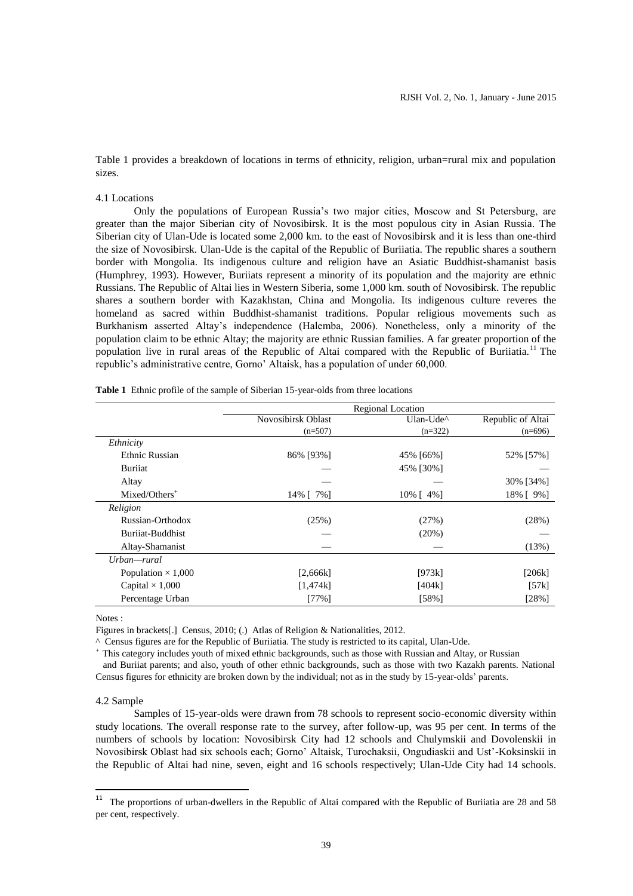Table 1 provides a breakdown of locations in terms of ethnicity, religion, urban=rural mix and population sizes.

### 4.1 Locations

Only the populations of European Russia's two major cities, Moscow and St Petersburg, are greater than the major Siberian city of Novosibirsk. It is the most populous city in Asian Russia. The Siberian city of Ulan-Ude is located some 2,000 km. to the east of Novosibirsk and it is less than one-third the size of Novosibirsk. Ulan-Ude is the capital of the Republic of Buriiatia. The republic shares a southern border with Mongolia. Its indigenous culture and religion have an Asiatic Buddhist-shamanist basis (Humphrey, 1993). However, Buriiats represent a minority of its population and the majority are ethnic Russians. The Republic of Altai lies in Western Siberia, some 1,000 km. south of Novosibirsk. The republic shares a southern border with Kazakhstan, China and Mongolia. Its indigenous culture reveres the homeland as sacred within Buddhist-shamanist traditions. Popular religious movements such as Burkhanism asserted Altay's independence (Halemba, 2006). Nonetheless, only a minority of the population claim to be ethnic Altay; the majority are ethnic Russian families. A far greater proportion of the population live in rural areas of the Republic of Altai compared with the Republic of Buriiatia.[11] The republic's administrative centre, Gorno' Altaisk, has a population of under 60,000.

**Table 1** Ethnic profile of the sample of Siberian 15-year-olds from three locations

| | Regional Location | | |
|---|---|---|---|
| | Novosibirsk Oblast (n=507) | Ulan-Ude^ (n=322) | Republic of Altai (n=696) |
| *Ethnicity* | | | |
| Ethnic Russian | 86% [93%] | 45% [66%] | 52% [57%] |
| Buriiat | — | 45% [30%] | — |
| Altay | — | — | 30% [34%] |
| Mixed/Others⁺ | 14% [ 7%] | 10% [ 4%] | 18% [ 9%] |
| *Religion* | | | |
| Russian-Orthodox | (25%) | (27%) | (28%) |
| Buriiat-Buddhist | — | (20%) | — |
| Altay-Shamanist | — | — | (13%) |
| *Urban—rural* | | | |
| Population × 1,000 | [2,666k] | [973k] | [206k] |
| Capital × 1,000 | [1,474k] | [404k] | [57k] |
| Percentage Urban | [77%] | [58%] | [28%] |

Notes :

Figures in brackets[.] Census, 2010; (.) Atlas of Religion & Nationalities, 2012.

^ Census figures are for the Republic of Buriiatia. The study is restricted to its capital, Ulan-Ude.

⁺ This category includes youth of mixed ethnic backgrounds, such as those with Russian and Altay, or Russian and Buriiat parents; and also, youth of other ethnic backgrounds, such as those with two Kazakh parents. National Census figures for ethnicity are broken down by the individual; not as in the study by 15-year-olds' parents.

### 4.2 Sample

Samples of 15-year-olds were drawn from 78 schools to represent socio-economic diversity within study locations. The overall response rate to the survey, after follow-up, was 95 per cent. In terms of the numbers of schools by location: Novosibirsk City had 12 schools and Chulymskii and Dovolenskii in Novosibirsk Oblast had six schools each; Gorno' Altaisk, Turochaksii, Ongudiaskii and Ust'-Koksinskii in the Republic of Altai had nine, seven, eight and 16 schools respectively; Ulan-Ude City had 14 schools.

[11] The proportions of urban-dwellers in the Republic of Altai compared with the Republic of Buriiatia are 28 and 58 per cent, respectively.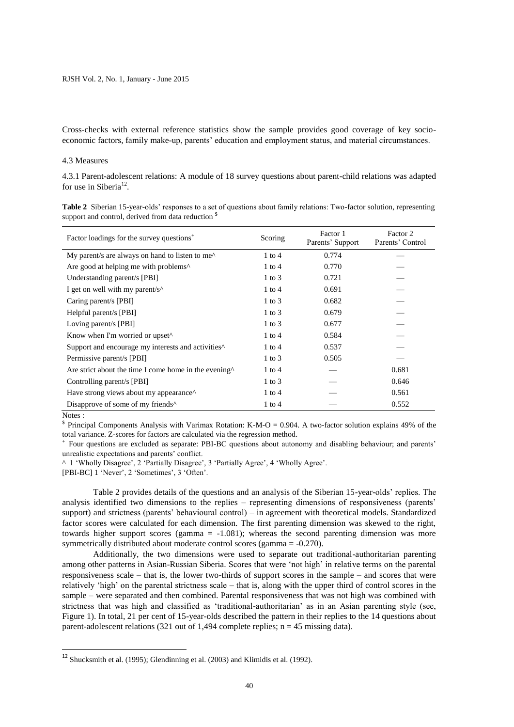Cross-checks with external reference statistics show the sample provides good coverage of key socio-economic factors, family make-up, parents' education and employment status, and material circumstances.

### 4.3 Measures

4.3.1 Parent-adolescent relations: A module of 18 survey questions about parent-child relations was adapted for use in Siberia[12].

**Table 2** Siberian 15-year-olds' responses to a set of questions about family relations: Two-factor solution, representing support and control, derived from data reduction $

| Factor loadings for the survey questions+ | Scoring | Factor 1 Parents' Support | Factor 2 Parents' Control |
|---|---|---|---|
| My parent/s are always on hand to listen to me^ | 1 to 4 | 0.774 | — |
| Are good at helping me with problems^ | 1 to 4 | 0.770 | — |
| Understanding parent/s [PBI] | 1 to 3 | 0.721 | — |
| I get on well with my parent/s^ | 1 to 4 | 0.691 | — |
| Caring parent/s [PBI] | 1 to 3 | 0.682 | — |
| Helpful parent/s [PBI] | 1 to 3 | 0.679 | — |
| Loving parent/s [PBI] | 1 to 3 | 0.677 | — |
| Know when I'm worried or upset^ | 1 to 4 | 0.584 | — |
| Support and encourage my interests and activities^ | 1 to 4 | 0.537 | — |
| Permissive parent/s [PBI] | 1 to 3 | 0.505 | — |
| Are strict about the time I come home in the evening^ | 1 to 4 | — | 0.681 |
| Controlling parent/s [PBI] | 1 to 3 | — | 0.646 |
| Have strong views about my appearance^ | 1 to 4 | — | 0.561 |
| Disapprove of some of my friends^ | 1 to 4 | — | 0.552 |

Notes :

$ Principal Components Analysis with Varimax Rotation: K-M-O = 0.904. A two-factor solution explains 49% of the total variance. Z-scores for factors are calculated via the regression method.

+ Four questions are excluded as separate: PBI-BC questions about autonomy and disabling behaviour; and parents' unrealistic expectations and parents' conflict.

^ 1 'Wholly Disagree', 2 'Partially Disagree', 3 'Partially Agree', 4 'Wholly Agree'.

[PBI-BC] 1 'Never', 2 'Sometimes', 3 'Often'.

Table 2 provides details of the questions and an analysis of the Siberian 15-year-olds' replies. The analysis identified two dimensions to the replies – representing dimensions of responsiveness (parents' support) and strictness (parents' behavioural control) – in agreement with theoretical models. Standardized factor scores were calculated for each dimension. The first parenting dimension was skewed to the right, towards higher support scores (gamma = -1.081); whereas the second parenting dimension was more symmetrically distributed about moderate control scores (gamma = -0.270).

Additionally, the two dimensions were used to separate out traditional-authoritarian parenting among other patterns in Asian-Russian Siberia. Scores that were 'not high' in relative terms on the parental responsiveness scale – that is, the lower two-thirds of support scores in the sample – and scores that were relatively 'high' on the parental strictness scale – that is, along with the upper third of control scores in the sample – were separated and then combined. Parental responsiveness that was not high was combined with strictness that was high and classified as 'traditional-authoritarian' as in an Asian parenting style (see, Figure 1). In total, 21 per cent of 15-year-olds described the pattern in their replies to the 14 questions about parent-adolescent relations (321 out of 1,494 complete replies; n = 45 missing data).

[12] Shucksmith et al. (1995); Glendinning et al. (2003) and Klimidis et al. (1992).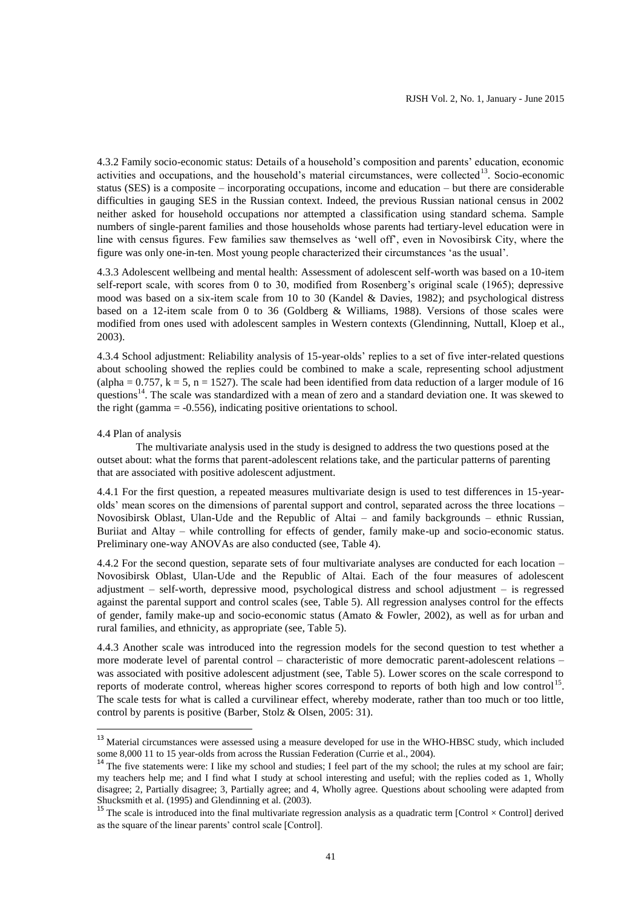4.3.2 Family socio-economic status: Details of a household's composition and parents' education, economic activities and occupations, and the household's material circumstances, were collected[13]. Socio-economic status (SES) is a composite – incorporating occupations, income and education – but there are considerable difficulties in gauging SES in the Russian context. Indeed, the previous Russian national census in 2002 neither asked for household occupations nor attempted a classification using standard schema. Sample numbers of single-parent families and those households whose parents had tertiary-level education were in line with census figures. Few families saw themselves as 'well off', even in Novosibirsk City, where the figure was only one-in-ten. Most young people characterized their circumstances 'as the usual'.

4.3.3 Adolescent wellbeing and mental health: Assessment of adolescent self-worth was based on a 10-item self-report scale, with scores from 0 to 30, modified from Rosenberg's original scale (1965); depressive mood was based on a six-item scale from 10 to 30 (Kandel & Davies, 1982); and psychological distress based on a 12-item scale from 0 to 36 (Goldberg & Williams, 1988). Versions of those scales were modified from ones used with adolescent samples in Western contexts (Glendinning, Nuttall, Kloep et al., 2003).

4.3.4 School adjustment: Reliability analysis of 15-year-olds' replies to a set of five inter-related questions about schooling showed the replies could be combined to make a scale, representing school adjustment (alpha = 0.757, k = 5, n = 1527). The scale had been identified from data reduction of a larger module of 16 questions[14]. The scale was standardized with a mean of zero and a standard deviation one. It was skewed to the right (gamma = -0.556), indicating positive orientations to school.

4.4 Plan of analysis

The multivariate analysis used in the study is designed to address the two questions posed at the outset about: what the forms that parent-adolescent relations take, and the particular patterns of parenting that are associated with positive adolescent adjustment.

4.4.1 For the first question, a repeated measures multivariate design is used to test differences in 15-year-olds' mean scores on the dimensions of parental support and control, separated across the three locations – Novosibirsk Oblast, Ulan-Ude and the Republic of Altai – and family backgrounds – ethnic Russian, Buriiat and Altay – while controlling for effects of gender, family make-up and socio-economic status. Preliminary one-way ANOVAs are also conducted (see, Table 4).

4.4.2 For the second question, separate sets of four multivariate analyses are conducted for each location – Novosibirsk Oblast, Ulan-Ude and the Republic of Altai. Each of the four measures of adolescent adjustment – self-worth, depressive mood, psychological distress and school adjustment – is regressed against the parental support and control scales (see, Table 5). All regression analyses control for the effects of gender, family make-up and socio-economic status (Amato & Fowler, 2002), as well as for urban and rural families, and ethnicity, as appropriate (see, Table 5).

4.4.3 Another scale was introduced into the regression models for the second question to test whether a more moderate level of parental control – characteristic of more democratic parent-adolescent relations – was associated with positive adolescent adjustment (see, Table 5). Lower scores on the scale correspond to reports of moderate control, whereas higher scores correspond to reports of both high and low control[15]. The scale tests for what is called a curvilinear effect, whereby moderate, rather than too much or too little, control by parents is positive (Barber, Stolz & Olsen, 2005: 31).

---

[13] Material circumstances were assessed using a measure developed for use in the WHO-HBSC study, which included some 8,000 11 to 15 year-olds from across the Russian Federation (Currie et al., 2004).

[14] The five statements were: I like my school and studies; I feel part of the my school; the rules at my school are fair; my teachers help me; and I find what I study at school interesting and useful; with the replies coded as 1, Wholly disagree; 2, Partially disagree; 3, Partially agree; and 4, Wholly agree. Questions about schooling were adapted from Shucksmith et al. (1995) and Glendinning et al. (2003).

[15] The scale is introduced into the final multivariate regression analysis as a quadratic term [Control × Control] derived as the square of the linear parents' control scale [Control].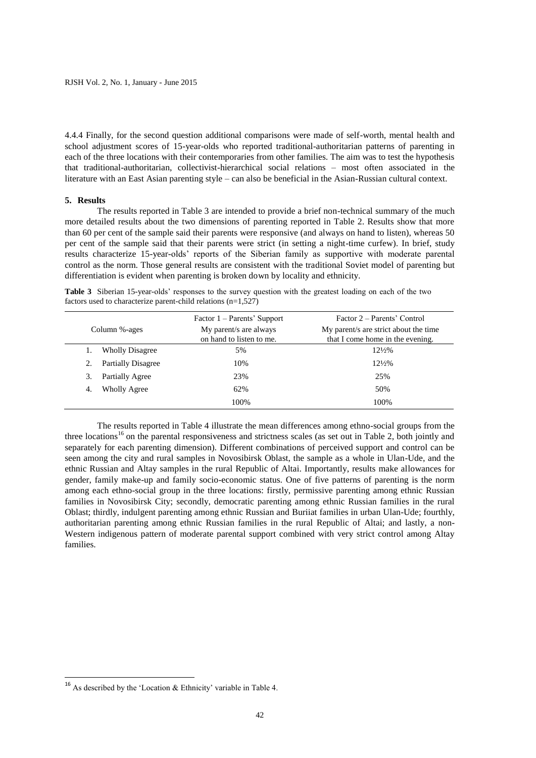4.4.4 Finally, for the second question additional comparisons were made of self-worth, mental health and school adjustment scores of 15-year-olds who reported traditional-authoritarian patterns of parenting in each of the three locations with their contemporaries from other families. The aim was to test the hypothesis that traditional-authoritarian, collectivist-hierarchical social relations – most often associated in the literature with an East Asian parenting style – can also be beneficial in the Asian-Russian cultural context.

## 5. Results

The results reported in Table 3 are intended to provide a brief non-technical summary of the much more detailed results about the two dimensions of parenting reported in Table 2. Results show that more than 60 per cent of the sample said their parents were responsive (and always on hand to listen), whereas 50 per cent of the sample said that their parents were strict (in setting a night-time curfew). In brief, study results characterize 15-year-olds' reports of the Siberian family as supportive with moderate parental control as the norm. Those general results are consistent with the traditional Soviet model of parenting but differentiation is evident when parenting is broken down by locality and ethnicity.

**Table 3** Siberian 15-year-olds' responses to the survey question with the greatest loading on each of the two factors used to characterize parent-child relations (n=1,527)

| Column %-ages | Factor 1 – Parents' Support<br>My parent/s are always on hand to listen to me. | Factor 2 – Parents' Control<br>My parent/s are strict about the time that I come home in the evening. |
|---|---|---|
| 1. Wholly Disagree | 5% | 12½% |
| 2. Partially Disagree | 10% | 12½% |
| 3. Partially Agree | 23% | 25% |
| 4. Wholly Agree | 62% | 50% |
| | 100% | 100% |

The results reported in Table 4 illustrate the mean differences among ethno-social groups from the three locations[16] on the parental responsiveness and strictness scales (as set out in Table 2, both jointly and separately for each parenting dimension). Different combinations of perceived support and control can be seen among the city and rural samples in Novosibirsk Oblast, the sample as a whole in Ulan-Ude, and the ethnic Russian and Altay samples in the rural Republic of Altai. Importantly, results make allowances for gender, family make-up and family socio-economic status. One of five patterns of parenting is the norm among each ethno-social group in the three locations: firstly, permissive parenting among ethnic Russian families in Novosibirsk City; secondly, democratic parenting among ethnic Russian families in the rural Oblast; thirdly, indulgent parenting among ethnic Russian and Buriiat families in urban Ulan-Ude; fourthly, authoritarian parenting among ethnic Russian families in the rural Republic of Altai; and lastly, a non-Western indigenous pattern of moderate parental support combined with very strict control among Altay families.

[16] As described by the 'Location & Ethnicity' variable in Table 4.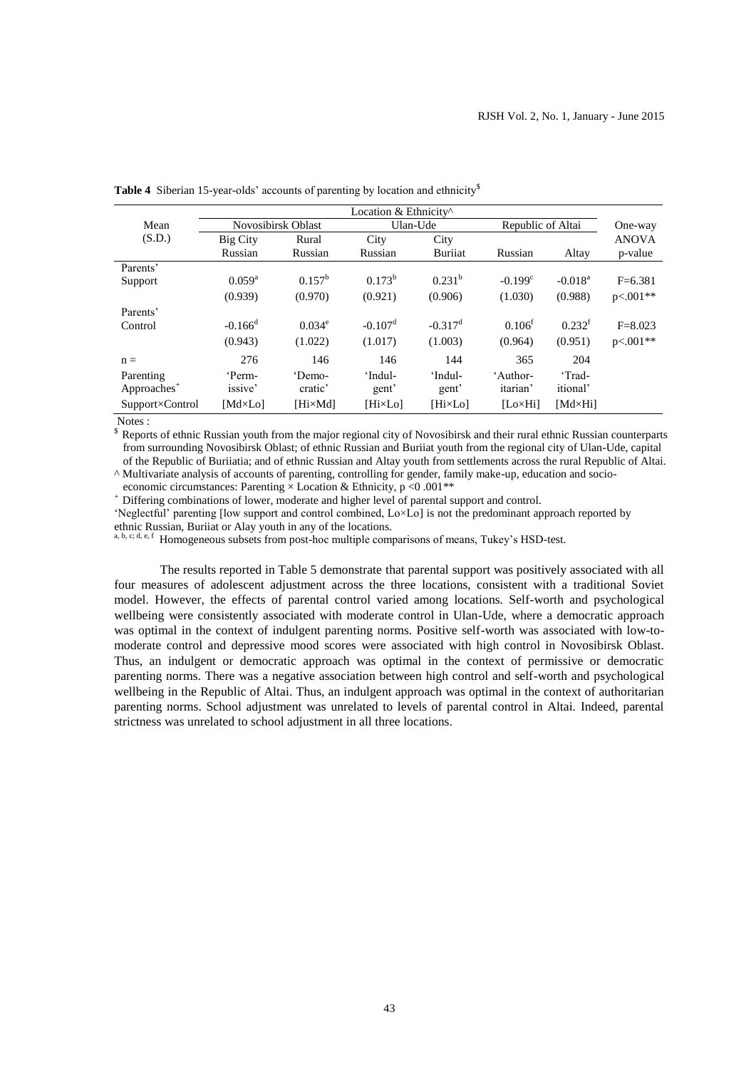**Table 4** Siberian 15-year-olds' accounts of parenting by location and ethnicity[$]

| Mean (S.D.) | Location & Ethnicity^ | | | | | | One-way ANOVA p-value |
|---|---|---|---|---|---|---|---|
| | Novosibirsk Oblast | | Ulan-Ude | | Republic of Altai | | |
| | Big City Russian | Rural Russian | City Russian | City Buriiat | Russian | Altay | |
| Parents' Support | $0.059^{a}$ | $0.157^{b}$ | $0.173^{b}$ | $0.231^{b}$ | $-0.199^{c}$ | $-0.018^{a}$ | F=6.381 |
| | (0.939) | (0.970) | (0.921) | (0.906) | (1.030) | (0.988) | p<.001** |
| Parents' Control | $-0.166^{d}$ | $0.034^{e}$ | $-0.107^{d}$ | $-0.317^{d}$ | $0.106^{f}$ | $0.232^{f}$ | F=8.023 |
| | (0.943) | (1.022) | (1.017) | (1.003) | (0.964) | (0.951) | p<.001** |
| n = | 276 | 146 | 146 | 144 | 365 | 204 | |
| Parenting Approaches[+] | 'Permissive' | 'Democratic' | 'Indulgent' | 'Indulgent' | 'Authoritarian' | 'Traditional' | |
| Support×Control | [Md×Lo] | [Hi×Md] | [Hi×Lo] | [Hi×Lo] | [Lo×Hi] | [Md×Hi] | |

Notes :

[$] Reports of ethnic Russian youth from the major regional city of Novosibirsk and their rural ethnic Russian counterparts from surrounding Novosibirsk Oblast; of ethnic Russian and Buriiat youth from the regional city of Ulan-Ude, capital of the Republic of Buriiatia; and of ethnic Russian and Altay youth from settlements across the rural Republic of Altai.

^ Multivariate analysis of accounts of parenting, controlling for gender, family make-up, education and socio-economic circumstances: Parenting × Location & Ethnicity, p <0 .001**

[+] Differing combinations of lower, moderate and higher level of parental support and control.

'Neglectful' parenting [low support and control combined, Lo×Lo] is not the predominant approach reported by ethnic Russian, Buriiat or Alay youth in any of the locations.

[a, b, c; d, e, f] Homogeneous subsets from post-hoc multiple comparisons of means, Tukey's HSD-test.

The results reported in Table 5 demonstrate that parental support was positively associated with all four measures of adolescent adjustment across the three locations, consistent with a traditional Soviet model. However, the effects of parental control varied among locations. Self-worth and psychological wellbeing were consistently associated with moderate control in Ulan-Ude, where a democratic approach was optimal in the context of indulgent parenting norms. Positive self-worth was associated with low-to-moderate control and depressive mood scores were associated with high control in Novosibirsk Oblast. Thus, an indulgent or democratic approach was optimal in the context of permissive or democratic parenting norms. There was a negative association between high control and self-worth and psychological wellbeing in the Republic of Altai. Thus, an indulgent approach was optimal in the context of authoritarian parenting norms. School adjustment was unrelated to levels of parental control in Altai. Indeed, parental strictness was unrelated to school adjustment in all three locations.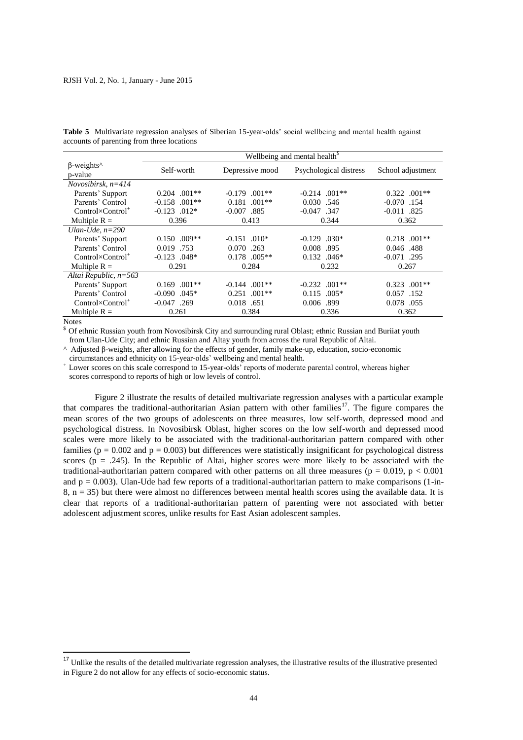**Table 5** Multivariate regression analyses of Siberian 15-year-olds' social wellbeing and mental health against accounts of parenting from three locations

| β-weights^ p-value | Wellbeing and mental health[$] | | | |
|---|---|---|---|---|
| | Self-worth | Depressive mood | Psychological distress | School adjustment |
| *Novosibirsk, n=414* | | | | |
| Parents' Support | 0.204 .001** | -0.179 .001** | -0.214 .001** | 0.322 .001** |
| Parents' Control | -0.158 .001** | 0.181 .001** | 0.030 .546 | -0.070 .154 |
| Control×Control[+] | -0.123 .012* | -0.007 .885 | -0.047 .347 | -0.011 .825 |
| Multiple R = | 0.396 | 0.413 | 0.344 | 0.362 |
| *Ulan-Ude, n=290* | | | | |
| Parents' Support | 0.150 .009** | -0.151 .010* | -0.129 .030* | 0.218 .001** |
| Parents' Control | 0.019 .753 | 0.070 .263 | 0.008 .895 | 0.046 .488 |
| Control×Control[+] | -0.123 .048* | 0.178 .005** | 0.132 .046* | -0.071 .295 |
| Multiple R = | 0.291 | 0.284 | 0.232 | 0.267 |
| *Altai Republic, n=563* | | | | |
| Parents' Support | 0.169 .001** | -0.144 .001** | -0.232 .001** | 0.323 .001** |
| Parents' Control | -0.090 .045* | 0.251 .001** | 0.115 .005* | 0.057 .152 |
| Control×Control[+] | -0.047 .269 | 0.018 .651 | 0.006 .899 | 0.078 .055 |
| Multiple R = | 0.261 | 0.384 | 0.336 | 0.362 |

Notes

[$] Of ethnic Russian youth from Novosibirsk City and surrounding rural Oblast; ethnic Russian and Buriiat youth from Ulan-Ude City; and ethnic Russian and Altay youth from across the rural Republic of Altai.

^ Adjusted β-weights, after allowing for the effects of gender, family make-up, education, socio-economic circumstances and ethnicity on 15-year-olds' wellbeing and mental health.

[+] Lower scores on this scale correspond to 15-year-olds' reports of moderate parental control, whereas higher scores correspond to reports of high or low levels of control.

Figure 2 illustrate the results of detailed multivariate regression analyses with a particular example that compares the traditional-authoritarian Asian pattern with other families[17]. The figure compares the mean scores of the two groups of adolescents on three measures, low self-worth, depressed mood and psychological distress. In Novosibirsk Oblast, higher scores on the low self-worth and depressed mood scales were more likely to be associated with the traditional-authoritarian pattern compared with other families ($p = 0.002$ and $p = 0.003$) but differences were statistically insignificant for psychological distress scores ($p = .245$). In the Republic of Altai, higher scores were more likely to be associated with the traditional-authoritarian pattern compared with other patterns on all three measures ($p = 0.019$, $p < 0.001$ and $p = 0.003$). Ulan-Ude had few reports of a traditional-authoritarian pattern to make comparisons (1-in-8, $n = 35$) but there were almost no differences between mental health scores using the available data. It is clear that reports of a traditional-authoritarian pattern of parenting were not associated with better adolescent adjustment scores, unlike results for East Asian adolescent samples.

[17] Unlike the results of the detailed multivariate regression analyses, the illustrative results of the illustrative presented in Figure 2 do not allow for any effects of socio-economic status.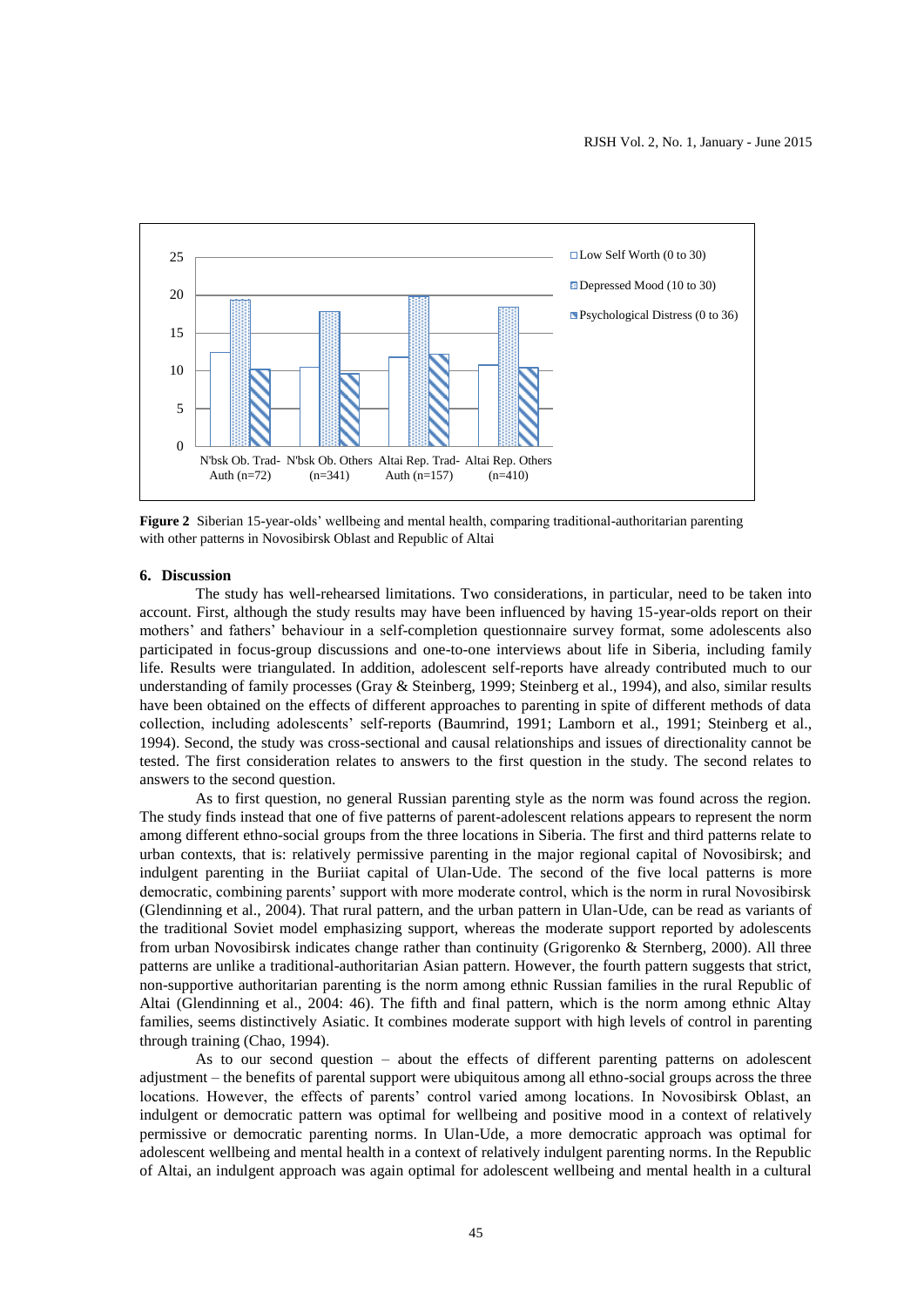**Figure 2** Siberian 15-year-olds' wellbeing and mental health, comparing traditional-authoritarian parenting with other patterns in Novosibirsk Oblast and Republic of Altai

## 6. Discussion

The study has well-rehearsed limitations. Two considerations, in particular, need to be taken into account. First, although the study results may have been influenced by having 15-year-olds report on their mothers' and fathers' behaviour in a self-completion questionnaire survey format, some adolescents also participated in focus-group discussions and one-to-one interviews about life in Siberia, including family life. Results were triangulated. In addition, adolescent self-reports have already contributed much to our understanding of family processes (Gray & Steinberg, 1999; Steinberg et al., 1994), and also, similar results have been obtained on the effects of different approaches to parenting in spite of different methods of data collection, including adolescents' self-reports (Baumrind, 1991; Lamborn et al., 1991; Steinberg et al., 1994). Second, the study was cross-sectional and causal relationships and issues of directionality cannot be tested. The first consideration relates to answers to the first question in the study. The second relates to answers to the second question.

As to first question, no general Russian parenting style as the norm was found across the region. The study finds instead that one of five patterns of parent-adolescent relations appears to represent the norm among different ethno-social groups from the three locations in Siberia. The first and third patterns relate to urban contexts, that is: relatively permissive parenting in the major regional capital of Novosibirsk; and indulgent parenting in the Buriiat capital of Ulan-Ude. The second of the five local patterns is more democratic, combining parents' support with more moderate control, which is the norm in rural Novosibirsk (Glendinning et al., 2004). That rural pattern, and the urban pattern in Ulan-Ude, can be read as variants of the traditional Soviet model emphasizing support, whereas the moderate support reported by adolescents from urban Novosibirsk indicates change rather than continuity (Grigorenko & Sternberg, 2000). All three patterns are unlike a traditional-authoritarian Asian pattern. However, the fourth pattern suggests that strict, non-supportive authoritarian parenting is the norm among ethnic Russian families in the rural Republic of Altai (Glendinning et al., 2004: 46). The fifth and final pattern, which is the norm among ethnic Altay families, seems distinctively Asiatic. It combines moderate support with high levels of control in parenting through training (Chao, 1994).

As to our second question – about the effects of different parenting patterns on adolescent adjustment – the benefits of parental support were ubiquitous among all ethno-social groups across the three locations. However, the effects of parents' control varied among locations. In Novosibirsk Oblast, an indulgent or democratic pattern was optimal for wellbeing and positive mood in a context of relatively permissive or democratic parenting norms. In Ulan-Ude, a more democratic approach was optimal for adolescent wellbeing and mental health in a context of relatively indulgent parenting norms. In the Republic of Altai, an indulgent approach was again optimal for adolescent wellbeing and mental health in a cultural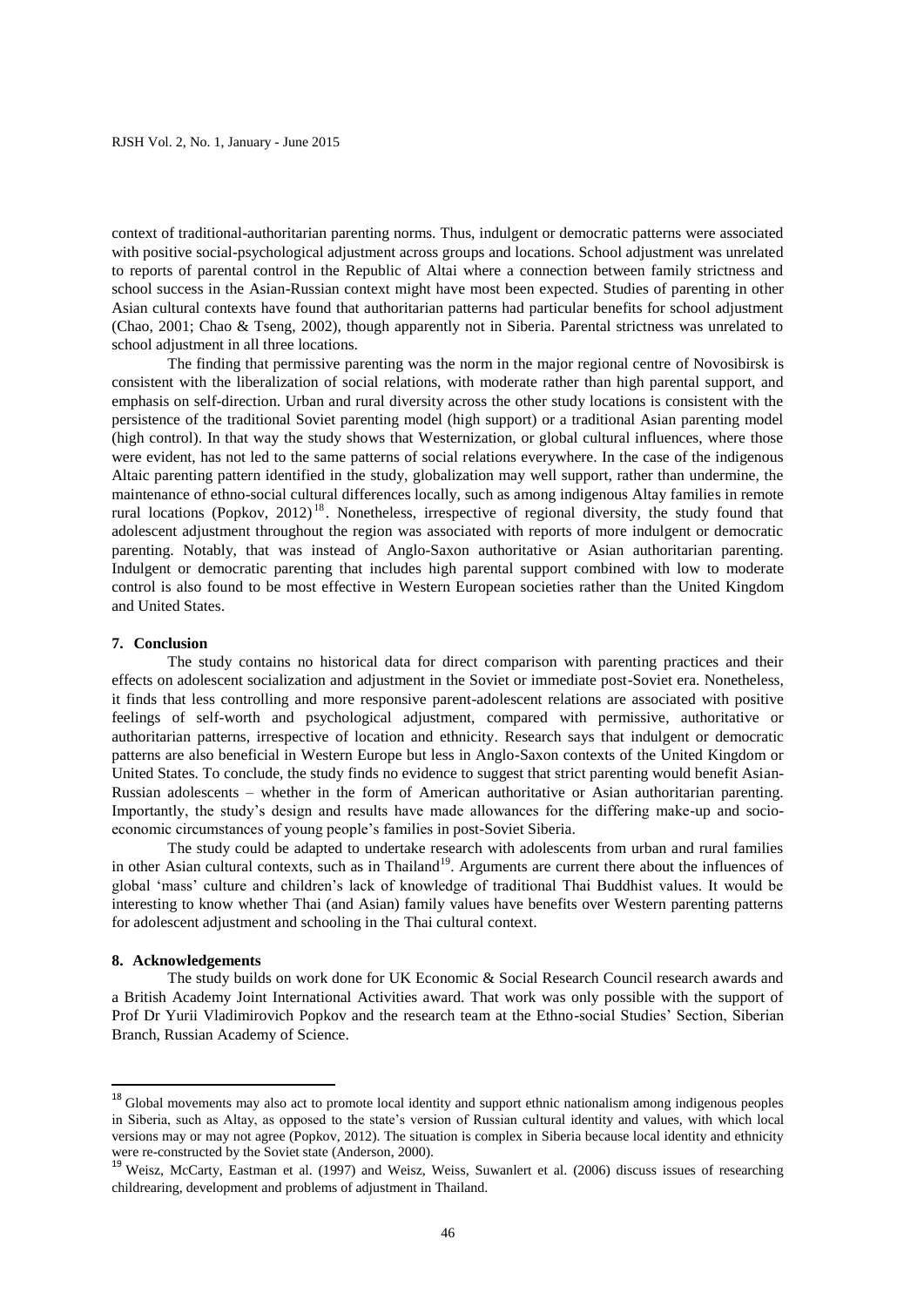context of traditional-authoritarian parenting norms. Thus, indulgent or democratic patterns were associated with positive social-psychological adjustment across groups and locations. School adjustment was unrelated to reports of parental control in the Republic of Altai where a connection between family strictness and school success in the Asian-Russian context might have most been expected. Studies of parenting in other Asian cultural contexts have found that authoritarian patterns had particular benefits for school adjustment (Chao, 2001; Chao & Tseng, 2002), though apparently not in Siberia. Parental strictness was unrelated to school adjustment in all three locations.

The finding that permissive parenting was the norm in the major regional centre of Novosibirsk is consistent with the liberalization of social relations, with moderate rather than high parental support, and emphasis on self-direction. Urban and rural diversity across the other study locations is consistent with the persistence of the traditional Soviet parenting model (high support) or a traditional Asian parenting model (high control). In that way the study shows that Westernization, or global cultural influences, where those were evident, has not led to the same patterns of social relations everywhere. In the case of the indigenous Altaic parenting pattern identified in the study, globalization may well support, rather than undermine, the maintenance of ethno-social cultural differences locally, such as among indigenous Altay families in remote rural locations (Popkov, 2012)[18]. Nonetheless, irrespective of regional diversity, the study found that adolescent adjustment throughout the region was associated with reports of more indulgent or democratic parenting. Notably, that was instead of Anglo-Saxon authoritative or Asian authoritarian parenting. Indulgent or democratic parenting that includes high parental support combined with low to moderate control is also found to be most effective in Western European societies rather than the United Kingdom and United States.

## 7. Conclusion

The study contains no historical data for direct comparison with parenting practices and their effects on adolescent socialization and adjustment in the Soviet or immediate post-Soviet era. Nonetheless, it finds that less controlling and more responsive parent-adolescent relations are associated with positive feelings of self-worth and psychological adjustment, compared with permissive, authoritative or authoritarian patterns, irrespective of location and ethnicity. Research says that indulgent or democratic patterns are also beneficial in Western Europe but less in Anglo-Saxon contexts of the United Kingdom or United States. To conclude, the study finds no evidence to suggest that strict parenting would benefit Asian-Russian adolescents – whether in the form of American authoritative or Asian authoritarian parenting. Importantly, the study's design and results have made allowances for the differing make-up and socio-economic circumstances of young people's families in post-Soviet Siberia.

The study could be adapted to undertake research with adolescents from urban and rural families in other Asian cultural contexts, such as in Thailand[19]. Arguments are current there about the influences of global 'mass' culture and children's lack of knowledge of traditional Thai Buddhist values. It would be interesting to know whether Thai (and Asian) family values have benefits over Western parenting patterns for adolescent adjustment and schooling in the Thai cultural context.

## 8. Acknowledgements

The study builds on work done for UK Economic & Social Research Council research awards and a British Academy Joint International Activities award. That work was only possible with the support of Prof Dr Yurii Vladimirovich Popkov and the research team at the Ethno-social Studies' Section, Siberian Branch, Russian Academy of Science.

---

[18] Global movements may also act to promote local identity and support ethnic nationalism among indigenous peoples in Siberia, such as Altay, as opposed to the state's version of Russian cultural identity and values, with which local versions may or may not agree (Popkov, 2012). The situation is complex in Siberia because local identity and ethnicity were re-constructed by the Soviet state (Anderson, 2000).

[19] Weisz, McCarty, Eastman et al. (1997) and Weisz, Weiss, Suwanlert et al. (2006) discuss issues of researching childrearing, development and problems of adjustment in Thailand.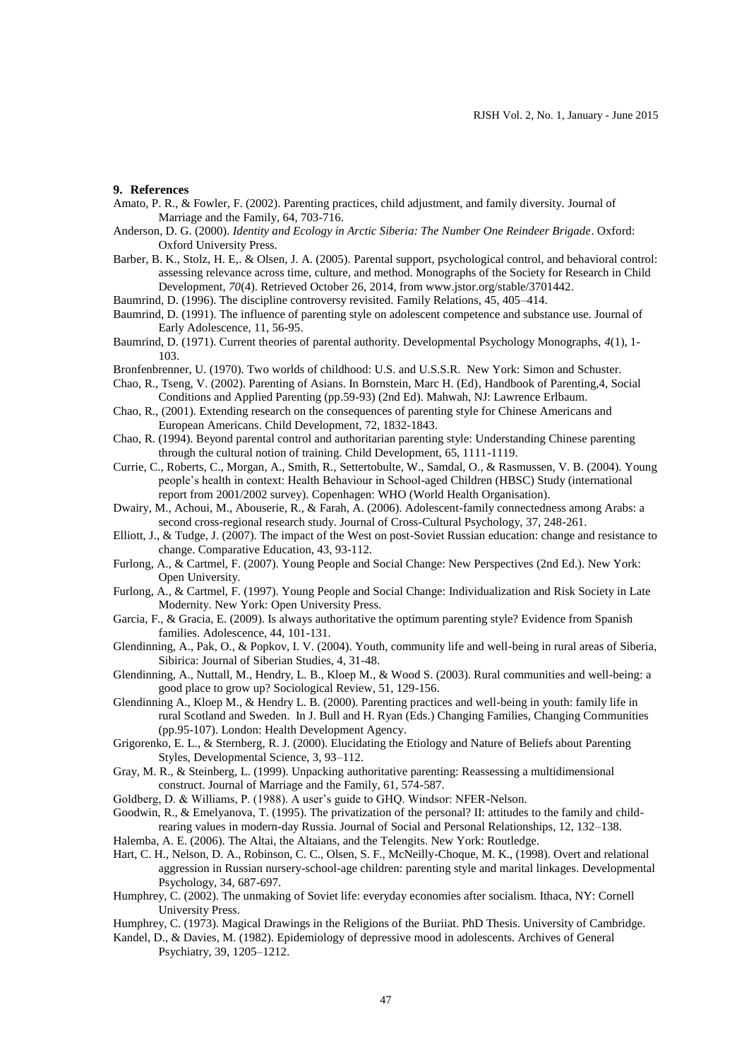## 9. References

Amato, P. R., & Fowler, F. (2002). Parenting practices, child adjustment, and family diversity. Journal of Marriage and the Family, 64, 703-716.

Anderson, D. G. (2000). *Identity and Ecology in Arctic Siberia: The Number One Reindeer Brigade*. Oxford: Oxford University Press.

Barber, B. K., Stolz, H. E,. & Olsen, J. A. (2005). Parental support, psychological control, and behavioral control: assessing relevance across time, culture, and method. Monographs of the Society for Research in Child Development, *70*(4). Retrieved October 26, 2014, from www.jstor.org/stable/3701442.

Baumrind, D. (1996). The discipline controversy revisited. Family Relations, 45, 405–414.

Baumrind, D. (1991). The influence of parenting style on adolescent competence and substance use. Journal of Early Adolescence, 11, 56-95.

Baumrind, D. (1971). Current theories of parental authority. Developmental Psychology Monographs, *4*(1), 1-103.

Bronfenbrenner, U. (1970). Two worlds of childhood: U.S. and U.S.S.R. New York: Simon and Schuster.

Chao, R., Tseng, V. (2002). Parenting of Asians. In Bornstein, Marc H. (Ed), Handbook of Parenting,4, Social Conditions and Applied Parenting (pp.59-93) (2nd Ed). Mahwah, NJ: Lawrence Erlbaum.

Chao, R., (2001). Extending research on the consequences of parenting style for Chinese Americans and European Americans. Child Development, 72, 1832-1843.

Chao, R. (1994). Beyond parental control and authoritarian parenting style: Understanding Chinese parenting through the cultural notion of training. Child Development, 65, 1111-1119.

Currie, C., Roberts, C., Morgan, A., Smith, R., Settertobulte, W., Samdal, O., & Rasmussen, V. B. (2004). Young people's health in context: Health Behaviour in School-aged Children (HBSC) Study (international report from 2001/2002 survey). Copenhagen: WHO (World Health Organisation).

Dwairy, M., Achoui, M., Abouserie, R., & Farah, A. (2006). Adolescent-family connectedness among Arabs: a second cross-regional research study. Journal of Cross-Cultural Psychology, 37, 248-261.

Elliott, J., & Tudge, J. (2007). The impact of the West on post-Soviet Russian education: change and resistance to change. Comparative Education, 43, 93-112.

Furlong, A., & Cartmel, F. (2007). Young People and Social Change: New Perspectives (2nd Ed.). New York: Open University.

Furlong, A., & Cartmel, F. (1997). Young People and Social Change: Individualization and Risk Society in Late Modernity. New York: Open University Press.

Garcia, F., & Gracia, E. (2009). Is always authoritative the optimum parenting style? Evidence from Spanish families. Adolescence, 44, 101-131.

Glendinning, A., Pak, O., & Popkov, I. V. (2004). Youth, community life and well-being in rural areas of Siberia, Sibirica: Journal of Siberian Studies, 4, 31-48.

Glendinning, A., Nuttall, M., Hendry, L. B., Kloep M., & Wood S. (2003). Rural communities and well-being: a good place to grow up? Sociological Review, 51, 129-156.

Glendinning A., Kloep M., & Hendry L. B. (2000). Parenting practices and well-being in youth: family life in rural Scotland and Sweden. In J. Bull and H. Ryan (Eds.) Changing Families, Changing Communities (pp.95-107). London: Health Development Agency.

Grigorenko, E. L., & Sternberg, R. J. (2000). Elucidating the Etiology and Nature of Beliefs about Parenting Styles, Developmental Science, 3, 93–112.

Gray, M. R., & Steinberg, L. (1999). Unpacking authoritative parenting: Reassessing a multidimensional construct. Journal of Marriage and the Family, 61, 574-587.

Goldberg, D. & Williams, P. (1988). A user's guide to GHQ. Windsor: NFER-Nelson.

Goodwin, R., & Emelyanova, T. (1995). The privatization of the personal? II: attitudes to the family and child-rearing values in modern-day Russia. Journal of Social and Personal Relationships, 12, 132–138.

Halemba, A. E. (2006). The Altai, the Altaians, and the Telengits. New York: Routledge.

Hart, C. H., Nelson, D. A., Robinson, C. C., Olsen, S. F., McNeilly-Choque, M. K., (1998). Overt and relational aggression in Russian nursery-school-age children: parenting style and marital linkages. Developmental Psychology, 34, 687-697.

Humphrey, C. (2002). The unmaking of Soviet life: everyday economies after socialism. Ithaca, NY: Cornell University Press.

Humphrey, C. (1973). Magical Drawings in the Religions of the Buriiat. PhD Thesis. University of Cambridge.

Kandel, D., & Davies, M. (1982). Epidemiology of depressive mood in adolescents. Archives of General Psychiatry, 39, 1205–1212.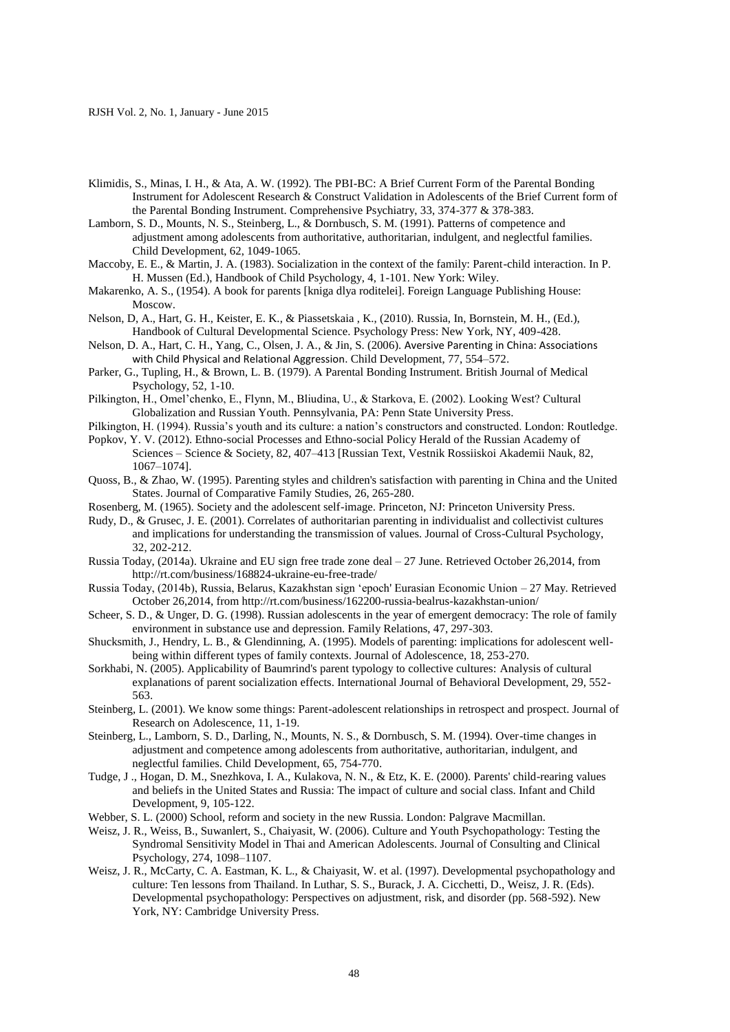Klimidis, S., Minas, I. H., & Ata, A. W. (1992). The PBI-BC: A Brief Current Form of the Parental Bonding Instrument for Adolescent Research & Construct Validation in Adolescents of the Brief Current form of the Parental Bonding Instrument. Comprehensive Psychiatry, 33, 374-377 & 378-383.

Lamborn, S. D., Mounts, N. S., Steinberg, L., & Dornbusch, S. M. (1991). Patterns of competence and adjustment among adolescents from authoritative, authoritarian, indulgent, and neglectful families. Child Development, 62, 1049-1065.

Maccoby, E. E., & Martin, J. A. (1983). Socialization in the context of the family: Parent-child interaction. In P. H. Mussen (Ed.), Handbook of Child Psychology, 4, 1-101. New York: Wiley.

Makarenko, A. S., (1954). A book for parents [kniga dlya roditelei]. Foreign Language Publishing House: Moscow.

Nelson, D, A., Hart, G. H., Keister, E. K., & Piassetskaia , K., (2010). Russia, In, Bornstein, M. H., (Ed.), Handbook of Cultural Developmental Science. Psychology Press: New York, NY, 409-428.

Nelson, D. A., Hart, C. H., Yang, C., Olsen, J. A., & Jin, S. (2006). Aversive Parenting in China: Associations with Child Physical and Relational Aggression. Child Development, 77, 554–572.

Parker, G., Tupling, H., & Brown, L. B. (1979). A Parental Bonding Instrument. British Journal of Medical Psychology, 52, 1-10.

Pilkington, H., Omel'chenko, E., Flynn, M., Bliudina, U., & Starkova, E. (2002). Looking West? Cultural Globalization and Russian Youth. Pennsylvania, PA: Penn State University Press.

Pilkington, H. (1994). Russia's youth and its culture: a nation's constructors and constructed. London: Routledge.

Popkov, Y. V. (2012). Ethno-social Processes and Ethno-social Policy Herald of the Russian Academy of Sciences – Science & Society, 82, 407–413 [Russian Text, Vestnik Rossiiskoi Akademii Nauk, 82, 1067–1074].

Quoss, B., & Zhao, W. (1995). Parenting styles and children's satisfaction with parenting in China and the United States. Journal of Comparative Family Studies, 26, 265-280.

Rosenberg, M. (1965). Society and the adolescent self-image. Princeton, NJ: Princeton University Press.

Rudy, D., & Grusec, J. E. (2001). Correlates of authoritarian parenting in individualist and collectivist cultures and implications for understanding the transmission of values. Journal of Cross-Cultural Psychology, 32, 202-212.

Russia Today, (2014a). Ukraine and EU sign free trade zone deal – 27 June. Retrieved October 26,2014, from http://rt.com/business/168824-ukraine-eu-free-trade/

Russia Today, (2014b), Russia, Belarus, Kazakhstan sign 'epoch' Eurasian Economic Union – 27 May. Retrieved October 26,2014, from http://rt.com/business/162200-russia-bealrus-kazakhstan-union/

Scheer, S. D., & Unger, D. G. (1998). Russian adolescents in the year of emergent democracy: The role of family environment in substance use and depression. Family Relations, 47, 297-303.

Shucksmith, J., Hendry, L. B., & Glendinning, A. (1995). Models of parenting: implications for adolescent well-being within different types of family contexts. Journal of Adolescence, 18, 253-270.

Sorkhabi, N. (2005). Applicability of Baumrind's parent typology to collective cultures: Analysis of cultural explanations of parent socialization effects. International Journal of Behavioral Development, 29, 552-563.

Steinberg, L. (2001). We know some things: Parent-adolescent relationships in retrospect and prospect. Journal of Research on Adolescence, 11, 1-19.

Steinberg, L., Lamborn, S. D., Darling, N., Mounts, N. S., & Dornbusch, S. M. (1994). Over-time changes in adjustment and competence among adolescents from authoritative, authoritarian, indulgent, and neglectful families. Child Development, 65, 754-770.

Tudge, J ., Hogan, D. M., Snezhkova, I. A., Kulakova, N. N., & Etz, K. E. (2000). Parents' child-rearing values and beliefs in the United States and Russia: The impact of culture and social class. Infant and Child Development, 9, 105-122.

Webber, S. L. (2000) School, reform and society in the new Russia. London: Palgrave Macmillan.

Weisz, J. R., Weiss, B., Suwanlert, S., Chaiyasit, W. (2006). Culture and Youth Psychopathology: Testing the Syndromal Sensitivity Model in Thai and American Adolescents. Journal of Consulting and Clinical Psychology, 274, 1098–1107.

Weisz, J. R., McCarty, C. A. Eastman, K. L., & Chaiyasit, W. et al. (1997). Developmental psychopathology and culture: Ten lessons from Thailand. In Luthar, S. S., Burack, J. A. Cicchetti, D., Weisz, J. R. (Eds). Developmental psychopathology: Perspectives on adjustment, risk, and disorder (pp. 568-592). New York, NY: Cambridge University Press.